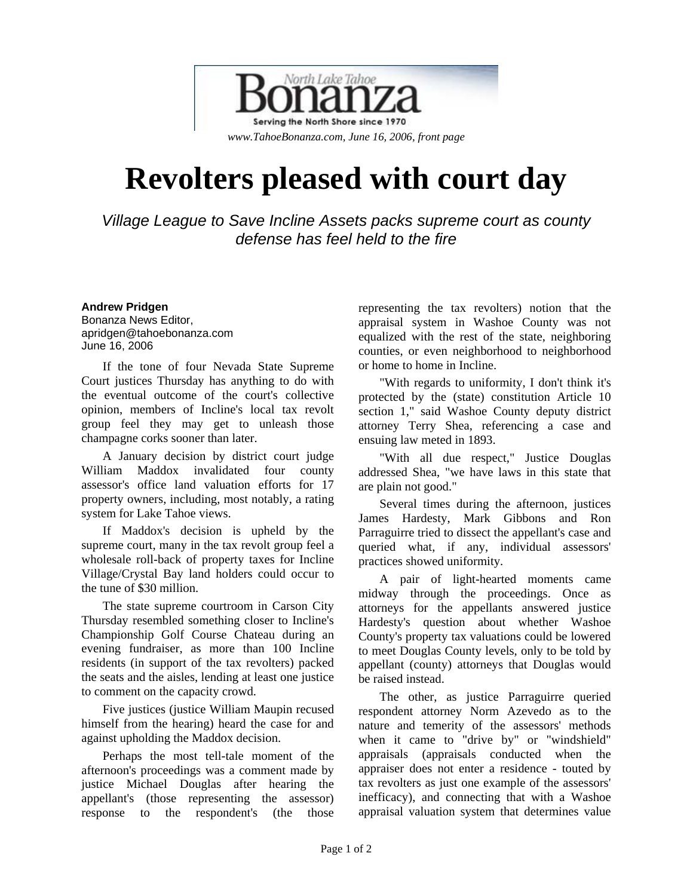North Lake Tahoe Bonanza

Serving the North Shore since 1970

*www.TahoeBonanza.com, June 16, 2006, front page*

# Revolters pleased with court day

*Village League to Save Incline Assets packs supreme court as county defense has feel held to the fire*

**Andrew Pridgen**
Bonanza News Editor,
apridgen@tahoebonanza.com
June 16, 2006

If the tone of four Nevada State Supreme Court justices Thursday has anything to do with the eventual outcome of the court's collective opinion, members of Incline's local tax revolt group feel they may get to unleash those champagne corks sooner than later.

A January decision by district court judge William Maddox invalidated four county assessor's office land valuation efforts for 17 property owners, including, most notably, a rating system for Lake Tahoe views.

If Maddox's decision is upheld by the supreme court, many in the tax revolt group feel a wholesale roll-back of property taxes for Incline Village/Crystal Bay land holders could occur to the tune of $30 million.

The state supreme courtroom in Carson City Thursday resembled something closer to Incline's Championship Golf Course Chateau during an evening fundraiser, as more than 100 Incline residents (in support of the tax revolters) packed the seats and the aisles, lending at least one justice to comment on the capacity crowd.

Five justices (justice William Maupin recused himself from the hearing) heard the case for and against upholding the Maddox decision.

Perhaps the most tell-tale moment of the afternoon's proceedings was a comment made by justice Michael Douglas after hearing the appellant's (those representing the assessor) response to the respondent's (the those representing the tax revolters) notion that the appraisal system in Washoe County was not equalized with the rest of the state, neighboring counties, or even neighborhood to neighborhood or home to home in Incline.

"With regards to uniformity, I don't think it's protected by the (state) constitution Article 10 section 1," said Washoe County deputy district attorney Terry Shea, referencing a case and ensuing law meted in 1893.

"With all due respect," Justice Douglas addressed Shea, "we have laws in this state that are plain not good."

Several times during the afternoon, justices James Hardesty, Mark Gibbons and Ron Parraguirre tried to dissect the appellant's case and queried what, if any, individual assessors' practices showed uniformity.

A pair of light-hearted moments came midway through the proceedings. Once as attorneys for the appellants answered justice Hardesty's question about whether Washoe County's property tax valuations could be lowered to meet Douglas County levels, only to be told by appellant (county) attorneys that Douglas would be raised instead.

The other, as justice Parraguirre queried respondent attorney Norm Azevedo as to the nature and temerity of the assessors' methods when it came to "drive by" or "windshield" appraisals (appraisals conducted when the appraiser does not enter a residence - touted by tax revolters as just one example of the assessors' inefficacy), and connecting that with a Washoe appraisal valuation system that determines value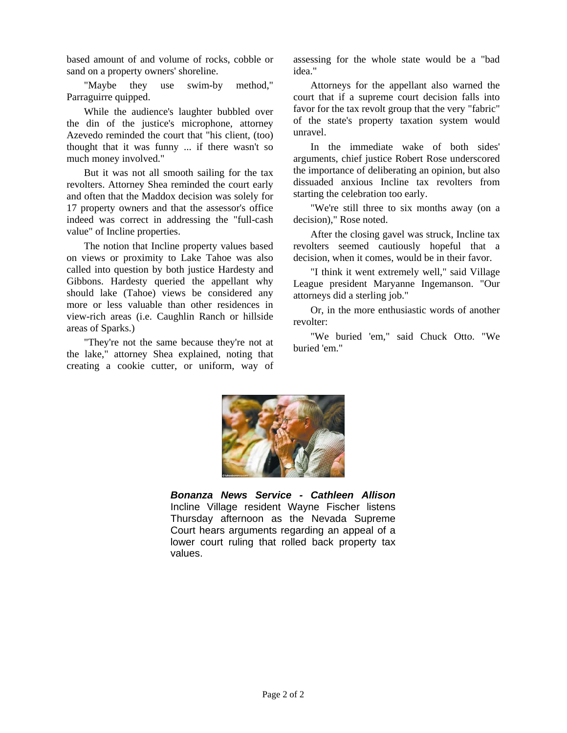based amount of and volume of rocks, cobble or sand on a property owners' shoreline.

"Maybe they use swim-by method," Parraguirre quipped.

While the audience's laughter bubbled over the din of the justice's microphone, attorney Azevedo reminded the court that "his client, (too) thought that it was funny ... if there wasn't so much money involved."

But it was not all smooth sailing for the tax revolters. Attorney Shea reminded the court early and often that the Maddox decision was solely for 17 property owners and that the assessor's office indeed was correct in addressing the "full-cash value" of Incline properties.

The notion that Incline property values based on views or proximity to Lake Tahoe was also called into question by both justice Hardesty and Gibbons. Hardesty queried the appellant why should lake (Tahoe) views be considered any more or less valuable than other residences in view-rich areas (i.e. Caughlin Ranch or hillside areas of Sparks.)

"They're not the same because they're not at the lake," attorney Shea explained, noting that creating a cookie cutter, or uniform, way of assessing for the whole state would be a "bad idea."

Attorneys for the appellant also warned the court that if a supreme court decision falls into favor for the tax revolt group that the very "fabric" of the state's property taxation system would unravel.

In the immediate wake of both sides' arguments, chief justice Robert Rose underscored the importance of deliberating an opinion, but also dissuaded anxious Incline tax revolters from starting the celebration too early.

"We're still three to six months away (on a decision)," Rose noted.

After the closing gavel was struck, Incline tax revolters seemed cautiously hopeful that a decision, when it comes, would be in their favor.

"I think it went extremely well," said Village League president Maryanne Ingemanson. "Our attorneys did a sterling job."

Or, in the more enthusiastic words of another revolter:

"We buried 'em," said Chuck Otto. "We buried 'em."

***Bonanza News Service - Cathleen Allison*** Incline Village resident Wayne Fischer listens Thursday afternoon as the Nevada Supreme Court hears arguments regarding an appeal of a lower court ruling that rolled back property tax values.